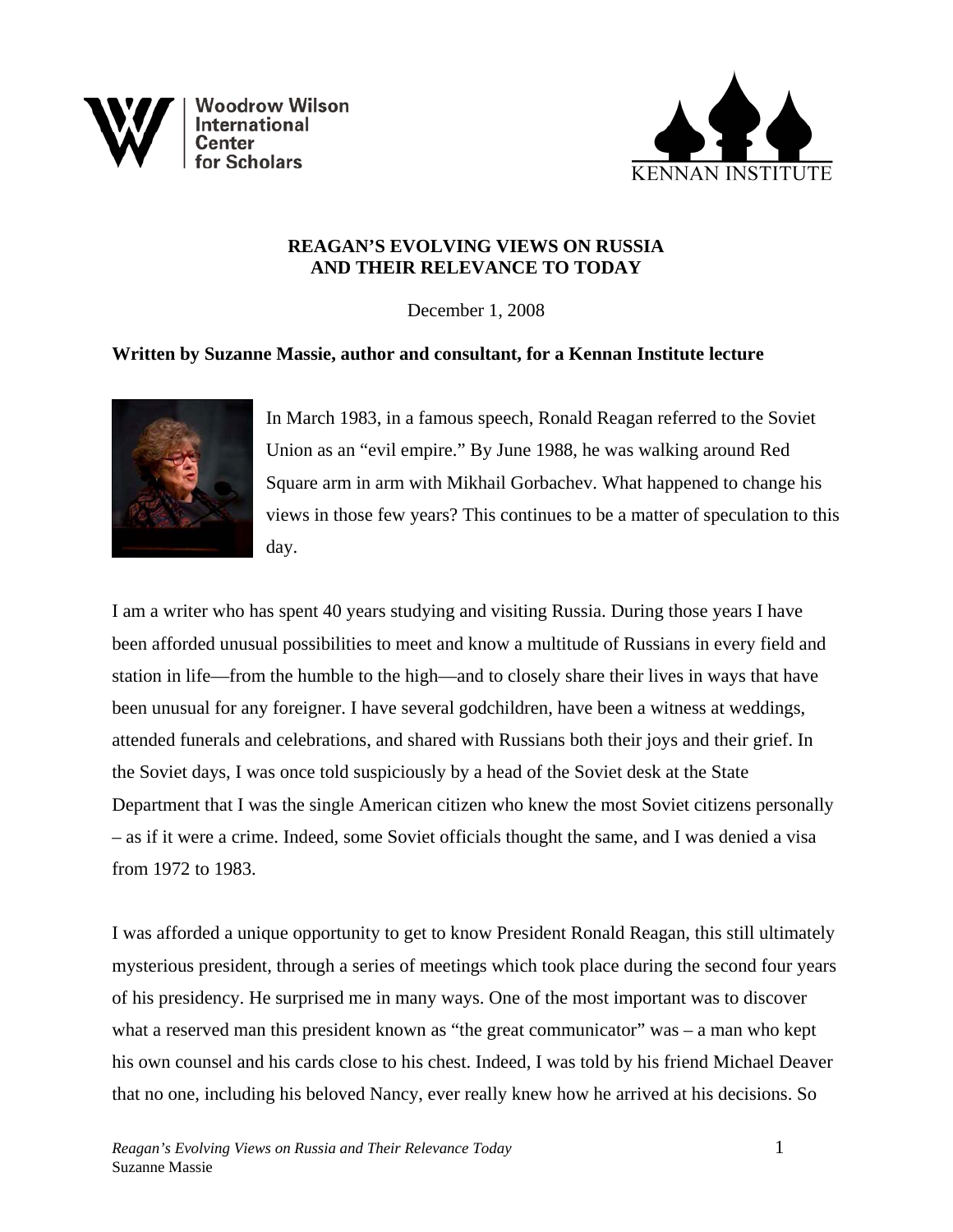Woodrow Wilson International Center for Scholars

KENNAN INSTITUTE

# REAGAN'S EVOLVING VIEWS ON RUSSIA AND THEIR RELEVANCE TO TODAY

December 1, 2008

**Written by Suzanne Massie, author and consultant, for a Kennan Institute lecture**

In March 1983, in a famous speech, Ronald Reagan referred to the Soviet Union as an "evil empire." By June 1988, he was walking around Red Square arm in arm with Mikhail Gorbachev. What happened to change his views in those few years? This continues to be a matter of speculation to this day.

I am a writer who has spent 40 years studying and visiting Russia. During those years I have been afforded unusual possibilities to meet and know a multitude of Russians in every field and station in life—from the humble to the high—and to closely share their lives in ways that have been unusual for any foreigner. I have several godchildren, have been a witness at weddings, attended funerals and celebrations, and shared with Russians both their joys and their grief. In the Soviet days, I was once told suspiciously by a head of the Soviet desk at the State Department that I was the single American citizen who knew the most Soviet citizens personally – as if it were a crime. Indeed, some Soviet officials thought the same, and I was denied a visa from 1972 to 1983.

I was afforded a unique opportunity to get to know President Ronald Reagan, this still ultimately mysterious president, through a series of meetings which took place during the second four years of his presidency. He surprised me in many ways. One of the most important was to discover what a reserved man this president known as "the great communicator" was – a man who kept his own counsel and his cards close to his chest. Indeed, I was told by his friend Michael Deaver that no one, including his beloved Nancy, ever really knew how he arrived at his decisions. So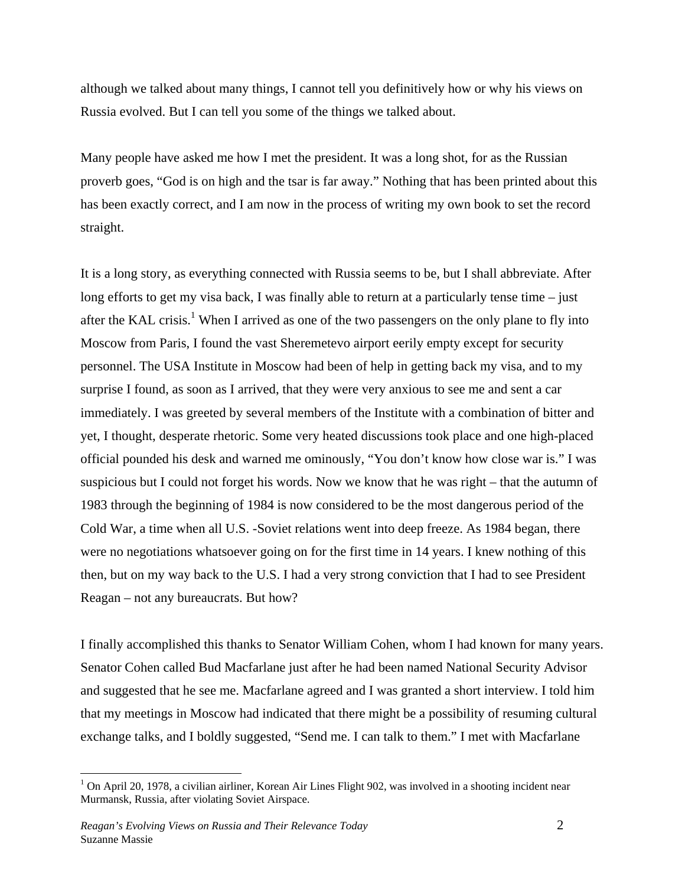although we talked about many things, I cannot tell you definitively how or why his views on Russia evolved. But I can tell you some of the things we talked about.

Many people have asked me how I met the president. It was a long shot, for as the Russian proverb goes, “God is on high and the tsar is far away.” Nothing that has been printed about this has been exactly correct, and I am now in the process of writing my own book to set the record straight.

It is a long story, as everything connected with Russia seems to be, but I shall abbreviate. After long efforts to get my visa back, I was finally able to return at a particularly tense time – just after the KAL crisis.[1] When I arrived as one of the two passengers on the only plane to fly into Moscow from Paris, I found the vast Sheremetevo airport eerily empty except for security personnel. The USA Institute in Moscow had been of help in getting back my visa, and to my surprise I found, as soon as I arrived, that they were very anxious to see me and sent a car immediately. I was greeted by several members of the Institute with a combination of bitter and yet, I thought, desperate rhetoric. Some very heated discussions took place and one high-placed official pounded his desk and warned me ominously, “You don’t know how close war is.” I was suspicious but I could not forget his words. Now we know that he was right – that the autumn of 1983 through the beginning of 1984 is now considered to be the most dangerous period of the Cold War, a time when all U.S. -Soviet relations went into deep freeze. As 1984 began, there were no negotiations whatsoever going on for the first time in 14 years. I knew nothing of this then, but on my way back to the U.S. I had a very strong conviction that I had to see President Reagan – not any bureaucrats. But how?

I finally accomplished this thanks to Senator William Cohen, whom I had known for many years. Senator Cohen called Bud Macfarlane just after he had been named National Security Advisor and suggested that he see me. Macfarlane agreed and I was granted a short interview. I told him that my meetings in Moscow had indicated that there might be a possibility of resuming cultural exchange talks, and I boldly suggested, “Send me. I can talk to them.” I met with Macfarlane

---

[1] On April 20, 1978, a civilian airliner, Korean Air Lines Flight 902, was involved in a shooting incident near Murmansk, Russia, after violating Soviet Airspace.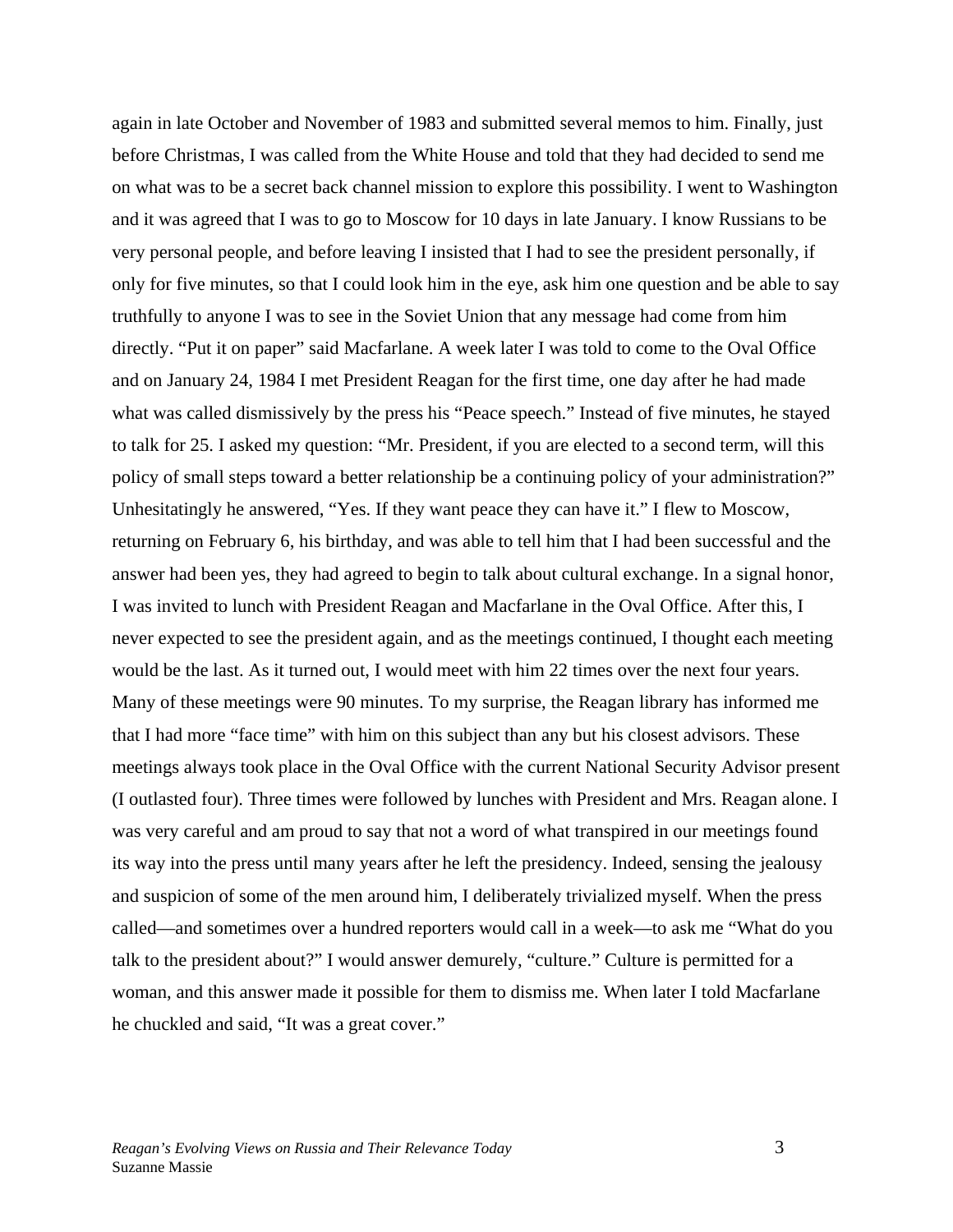again in late October and November of 1983 and submitted several memos to him. Finally, just before Christmas, I was called from the White House and told that they had decided to send me on what was to be a secret back channel mission to explore this possibility. I went to Washington and it was agreed that I was to go to Moscow for 10 days in late January. I know Russians to be very personal people, and before leaving I insisted that I had to see the president personally, if only for five minutes, so that I could look him in the eye, ask him one question and be able to say truthfully to anyone I was to see in the Soviet Union that any message had come from him directly. "Put it on paper" said Macfarlane. A week later I was told to come to the Oval Office and on January 24, 1984 I met President Reagan for the first time, one day after he had made what was called dismissively by the press his "Peace speech." Instead of five minutes, he stayed to talk for 25. I asked my question: "Mr. President, if you are elected to a second term, will this policy of small steps toward a better relationship be a continuing policy of your administration?" Unhesitatingly he answered, "Yes. If they want peace they can have it." I flew to Moscow, returning on February 6, his birthday, and was able to tell him that I had been successful and the answer had been yes, they had agreed to begin to talk about cultural exchange. In a signal honor, I was invited to lunch with President Reagan and Macfarlane in the Oval Office. After this, I never expected to see the president again, and as the meetings continued, I thought each meeting would be the last. As it turned out, I would meet with him 22 times over the next four years. Many of these meetings were 90 minutes. To my surprise, the Reagan library has informed me that I had more "face time" with him on this subject than any but his closest advisors. These meetings always took place in the Oval Office with the current National Security Advisor present (I outlasted four). Three times were followed by lunches with President and Mrs. Reagan alone. I was very careful and am proud to say that not a word of what transpired in our meetings found its way into the press until many years after he left the presidency. Indeed, sensing the jealousy and suspicion of some of the men around him, I deliberately trivialized myself. When the press called—and sometimes over a hundred reporters would call in a week—to ask me "What do you talk to the president about?" I would answer demurely, "culture." Culture is permitted for a woman, and this answer made it possible for them to dismiss me. When later I told Macfarlane he chuckled and said, "It was a great cover."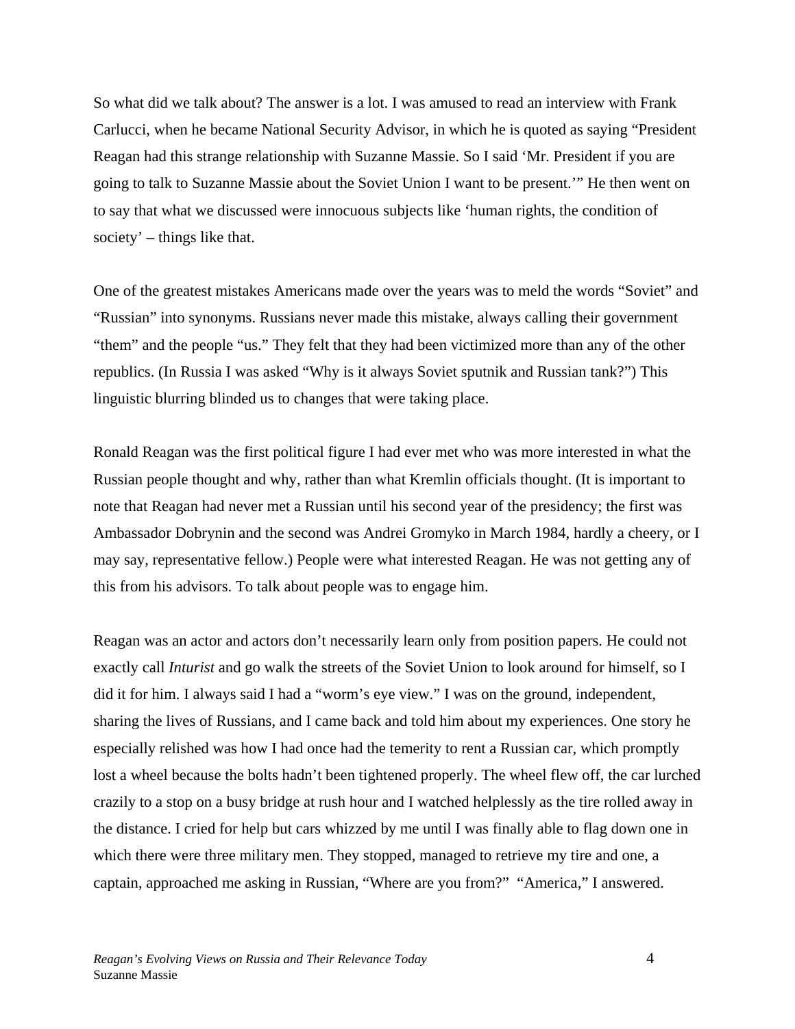So what did we talk about? The answer is a lot. I was amused to read an interview with Frank Carlucci, when he became National Security Advisor, in which he is quoted as saying "President Reagan had this strange relationship with Suzanne Massie. So I said 'Mr. President if you are going to talk to Suzanne Massie about the Soviet Union I want to be present.'" He then went on to say that what we discussed were innocuous subjects like 'human rights, the condition of society' – things like that.

One of the greatest mistakes Americans made over the years was to meld the words "Soviet" and "Russian" into synonyms. Russians never made this mistake, always calling their government "them" and the people "us." They felt that they had been victimized more than any of the other republics. (In Russia I was asked "Why is it always Soviet sputnik and Russian tank?") This linguistic blurring blinded us to changes that were taking place.

Ronald Reagan was the first political figure I had ever met who was more interested in what the Russian people thought and why, rather than what Kremlin officials thought. (It is important to note that Reagan had never met a Russian until his second year of the presidency; the first was Ambassador Dobrynin and the second was Andrei Gromyko in March 1984, hardly a cheery, or I may say, representative fellow.) People were what interested Reagan. He was not getting any of this from his advisors. To talk about people was to engage him.

Reagan was an actor and actors don't necessarily learn only from position papers. He could not exactly call *Inturist* and go walk the streets of the Soviet Union to look around for himself, so I did it for him. I always said I had a "worm's eye view." I was on the ground, independent, sharing the lives of Russians, and I came back and told him about my experiences. One story he especially relished was how I had once had the temerity to rent a Russian car, which promptly lost a wheel because the bolts hadn't been tightened properly. The wheel flew off, the car lurched crazily to a stop on a busy bridge at rush hour and I watched helplessly as the tire rolled away in the distance. I cried for help but cars whizzed by me until I was finally able to flag down one in which there were three military men. They stopped, managed to retrieve my tire and one, a captain, approached me asking in Russian, "Where are you from?" "America," I answered.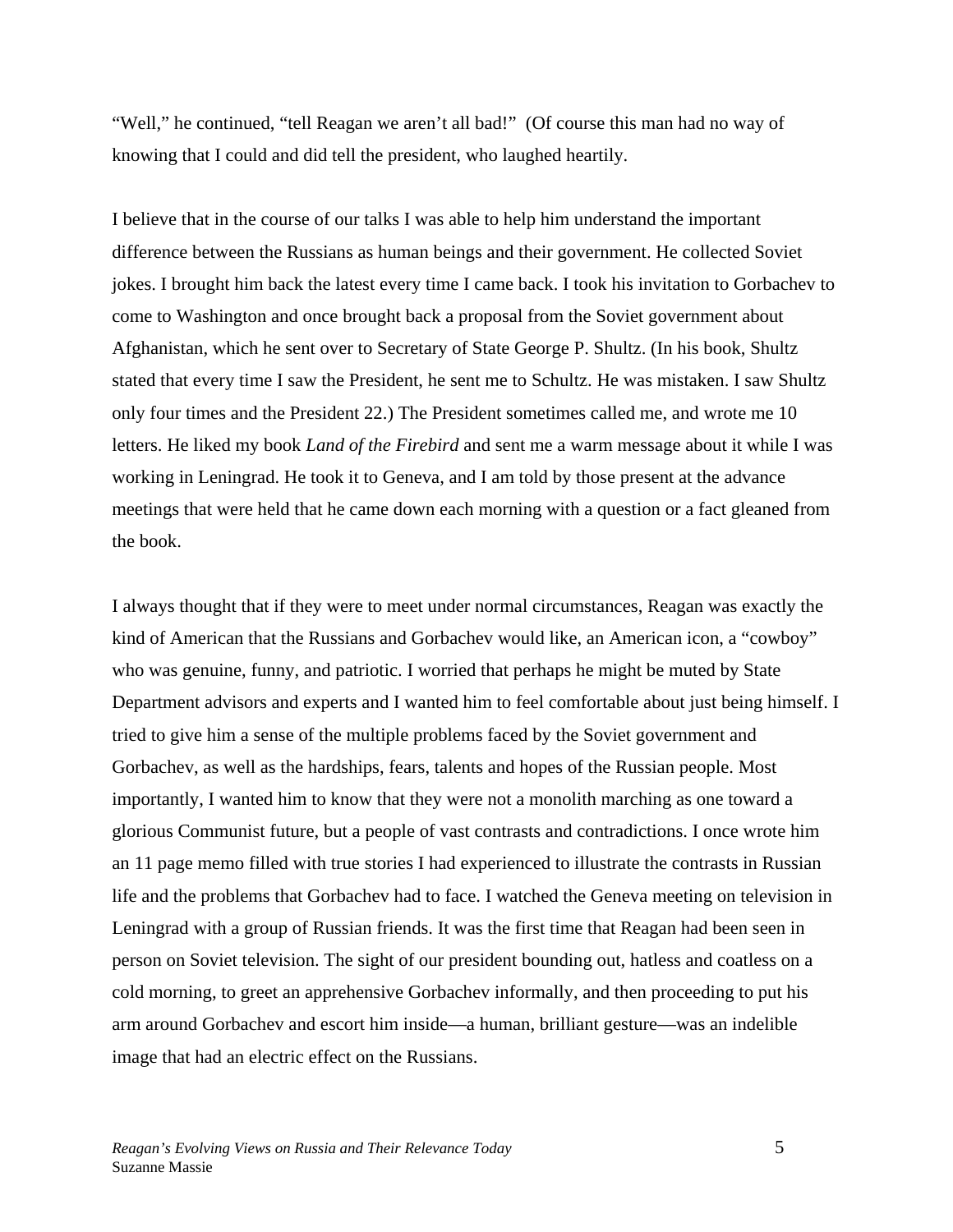"Well," he continued, "tell Reagan we aren't all bad!" (Of course this man had no way of knowing that I could and did tell the president, who laughed heartily.

I believe that in the course of our talks I was able to help him understand the important difference between the Russians as human beings and their government. He collected Soviet jokes. I brought him back the latest every time I came back. I took his invitation to Gorbachev to come to Washington and once brought back a proposal from the Soviet government about Afghanistan, which he sent over to Secretary of State George P. Shultz. (In his book, Shultz stated that every time I saw the President, he sent me to Schultz. He was mistaken. I saw Shultz only four times and the President 22.) The President sometimes called me, and wrote me 10 letters. He liked my book *Land of the Firebird* and sent me a warm message about it while I was working in Leningrad. He took it to Geneva, and I am told by those present at the advance meetings that were held that he came down each morning with a question or a fact gleaned from the book.

I always thought that if they were to meet under normal circumstances, Reagan was exactly the kind of American that the Russians and Gorbachev would like, an American icon, a "cowboy" who was genuine, funny, and patriotic. I worried that perhaps he might be muted by State Department advisors and experts and I wanted him to feel comfortable about just being himself. I tried to give him a sense of the multiple problems faced by the Soviet government and Gorbachev, as well as the hardships, fears, talents and hopes of the Russian people. Most importantly, I wanted him to know that they were not a monolith marching as one toward a glorious Communist future, but a people of vast contrasts and contradictions. I once wrote him an 11 page memo filled with true stories I had experienced to illustrate the contrasts in Russian life and the problems that Gorbachev had to face. I watched the Geneva meeting on television in Leningrad with a group of Russian friends. It was the first time that Reagan had been seen in person on Soviet television. The sight of our president bounding out, hatless and coatless on a cold morning, to greet an apprehensive Gorbachev informally, and then proceeding to put his arm around Gorbachev and escort him inside—a human, brilliant gesture—was an indelible image that had an electric effect on the Russians.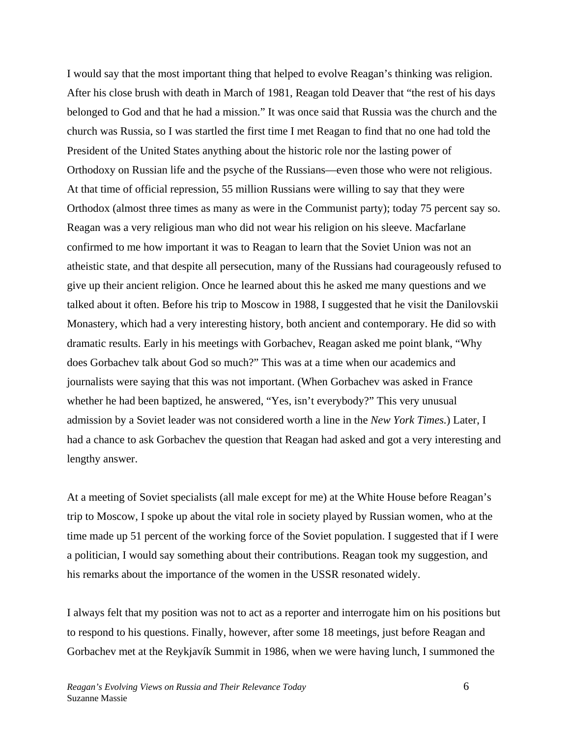I would say that the most important thing that helped to evolve Reagan's thinking was religion. After his close brush with death in March of 1981, Reagan told Deaver that "the rest of his days belonged to God and that he had a mission." It was once said that Russia was the church and the church was Russia, so I was startled the first time I met Reagan to find that no one had told the President of the United States anything about the historic role nor the lasting power of Orthodoxy on Russian life and the psyche of the Russians—even those who were not religious. At that time of official repression, 55 million Russians were willing to say that they were Orthodox (almost three times as many as were in the Communist party); today 75 percent say so. Reagan was a very religious man who did not wear his religion on his sleeve. Macfarlane confirmed to me how important it was to Reagan to learn that the Soviet Union was not an atheistic state, and that despite all persecution, many of the Russians had courageously refused to give up their ancient religion. Once he learned about this he asked me many questions and we talked about it often. Before his trip to Moscow in 1988, I suggested that he visit the Danilovskii Monastery, which had a very interesting history, both ancient and contemporary. He did so with dramatic results. Early in his meetings with Gorbachev, Reagan asked me point blank, "Why does Gorbachev talk about God so much?" This was at a time when our academics and journalists were saying that this was not important. (When Gorbachev was asked in France whether he had been baptized, he answered, "Yes, isn't everybody?" This very unusual admission by a Soviet leader was not considered worth a line in the *New York Times*.) Later, I had a chance to ask Gorbachev the question that Reagan had asked and got a very interesting and lengthy answer.

At a meeting of Soviet specialists (all male except for me) at the White House before Reagan's trip to Moscow, I spoke up about the vital role in society played by Russian women, who at the time made up 51 percent of the working force of the Soviet population. I suggested that if I were a politician, I would say something about their contributions. Reagan took my suggestion, and his remarks about the importance of the women in the USSR resonated widely.

I always felt that my position was not to act as a reporter and interrogate him on his positions but to respond to his questions. Finally, however, after some 18 meetings, just before Reagan and Gorbachev met at the Reykjavík Summit in 1986, when we were having lunch, I summoned the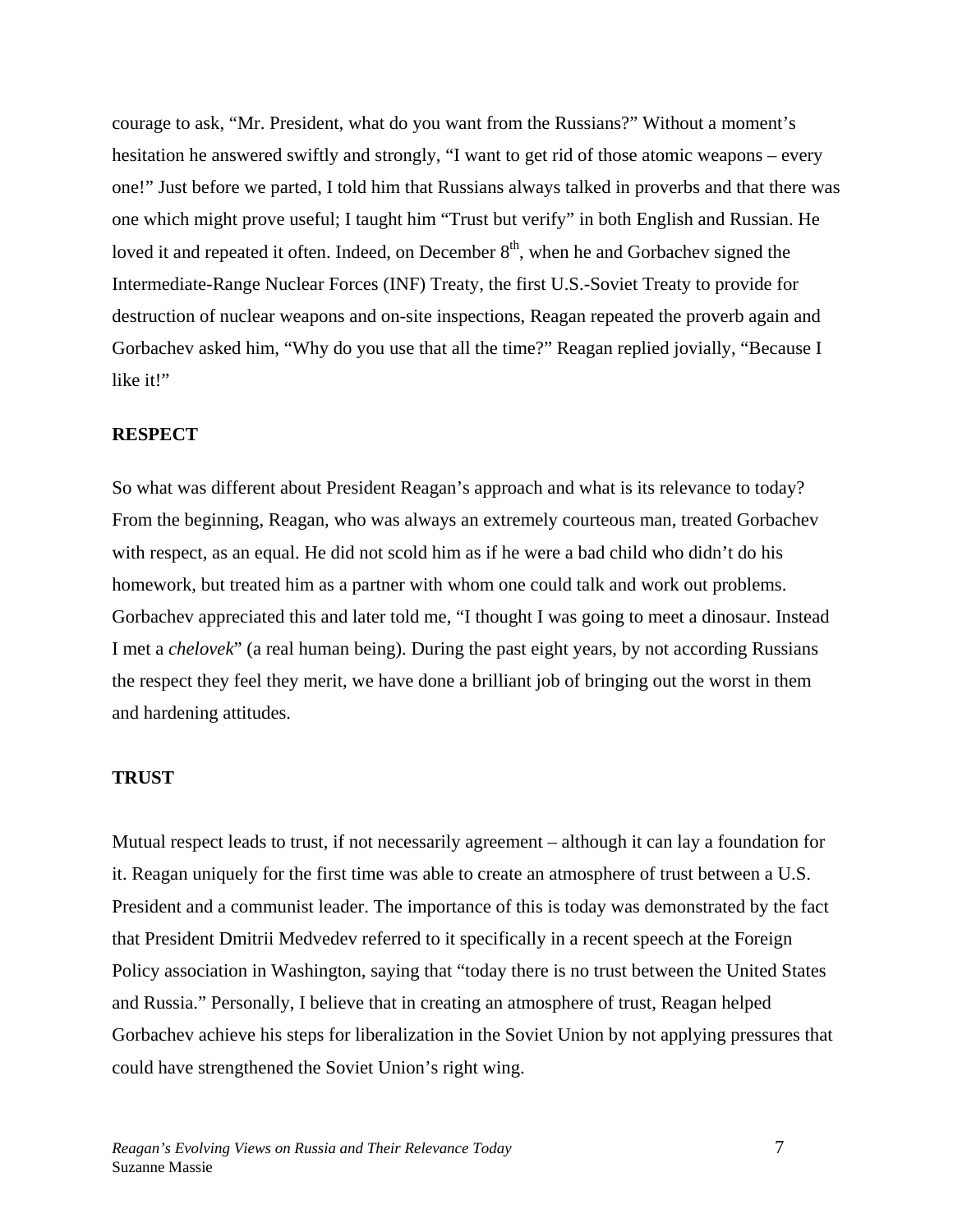courage to ask, "Mr. President, what do you want from the Russians?" Without a moment's hesitation he answered swiftly and strongly, "I want to get rid of those atomic weapons – every one!" Just before we parted, I told him that Russians always talked in proverbs and that there was one which might prove useful; I taught him "Trust but verify" in both English and Russian. He loved it and repeated it often. Indeed, on December 8th, when he and Gorbachev signed the Intermediate-Range Nuclear Forces (INF) Treaty, the first U.S.-Soviet Treaty to provide for destruction of nuclear weapons and on-site inspections, Reagan repeated the proverb again and Gorbachev asked him, "Why do you use that all the time?" Reagan replied jovially, "Because I like it!"

**RESPECT**

So what was different about President Reagan's approach and what is its relevance to today? From the beginning, Reagan, who was always an extremely courteous man, treated Gorbachev with respect, as an equal. He did not scold him as if he were a bad child who didn't do his homework, but treated him as a partner with whom one could talk and work out problems. Gorbachev appreciated this and later told me, "I thought I was going to meet a dinosaur. Instead I met a *chelovek*" (a real human being). During the past eight years, by not according Russians the respect they feel they merit, we have done a brilliant job of bringing out the worst in them and hardening attitudes.

**TRUST**

Mutual respect leads to trust, if not necessarily agreement – although it can lay a foundation for it. Reagan uniquely for the first time was able to create an atmosphere of trust between a U.S. President and a communist leader. The importance of this is today was demonstrated by the fact that President Dmitrii Medvedev referred to it specifically in a recent speech at the Foreign Policy association in Washington, saying that "today there is no trust between the United States and Russia." Personally, I believe that in creating an atmosphere of trust, Reagan helped Gorbachev achieve his steps for liberalization in the Soviet Union by not applying pressures that could have strengthened the Soviet Union's right wing.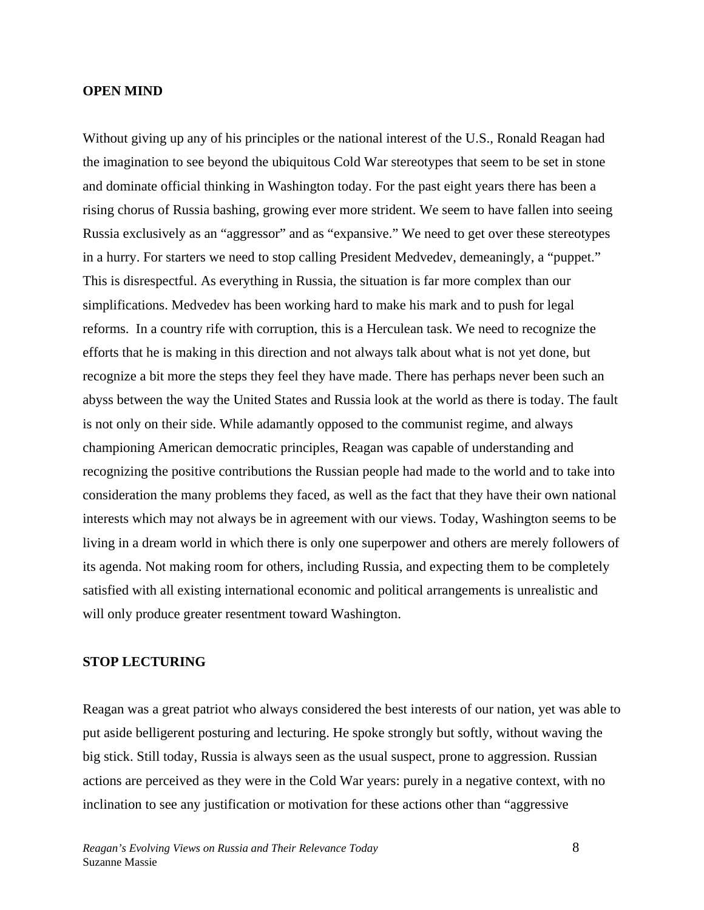**OPEN MIND**

Without giving up any of his principles or the national interest of the U.S., Ronald Reagan had the imagination to see beyond the ubiquitous Cold War stereotypes that seem to be set in stone and dominate official thinking in Washington today. For the past eight years there has been a rising chorus of Russia bashing, growing ever more strident. We seem to have fallen into seeing Russia exclusively as an "aggressor" and as "expansive." We need to get over these stereotypes in a hurry. For starters we need to stop calling President Medvedev, demeaningly, a "puppet." This is disrespectful. As everything in Russia, the situation is far more complex than our simplifications. Medvedev has been working hard to make his mark and to push for legal reforms. In a country rife with corruption, this is a Herculean task. We need to recognize the efforts that he is making in this direction and not always talk about what is not yet done, but recognize a bit more the steps they feel they have made. There has perhaps never been such an abyss between the way the United States and Russia look at the world as there is today. The fault is not only on their side. While adamantly opposed to the communist regime, and always championing American democratic principles, Reagan was capable of understanding and recognizing the positive contributions the Russian people had made to the world and to take into consideration the many problems they faced, as well as the fact that they have their own national interests which may not always be in agreement with our views. Today, Washington seems to be living in a dream world in which there is only one superpower and others are merely followers of its agenda. Not making room for others, including Russia, and expecting them to be completely satisfied with all existing international economic and political arrangements is unrealistic and will only produce greater resentment toward Washington.

**STOP LECTURING**

Reagan was a great patriot who always considered the best interests of our nation, yet was able to put aside belligerent posturing and lecturing. He spoke strongly but softly, without waving the big stick. Still today, Russia is always seen as the usual suspect, prone to aggression. Russian actions are perceived as they were in the Cold War years: purely in a negative context, with no inclination to see any justification or motivation for these actions other than "aggressive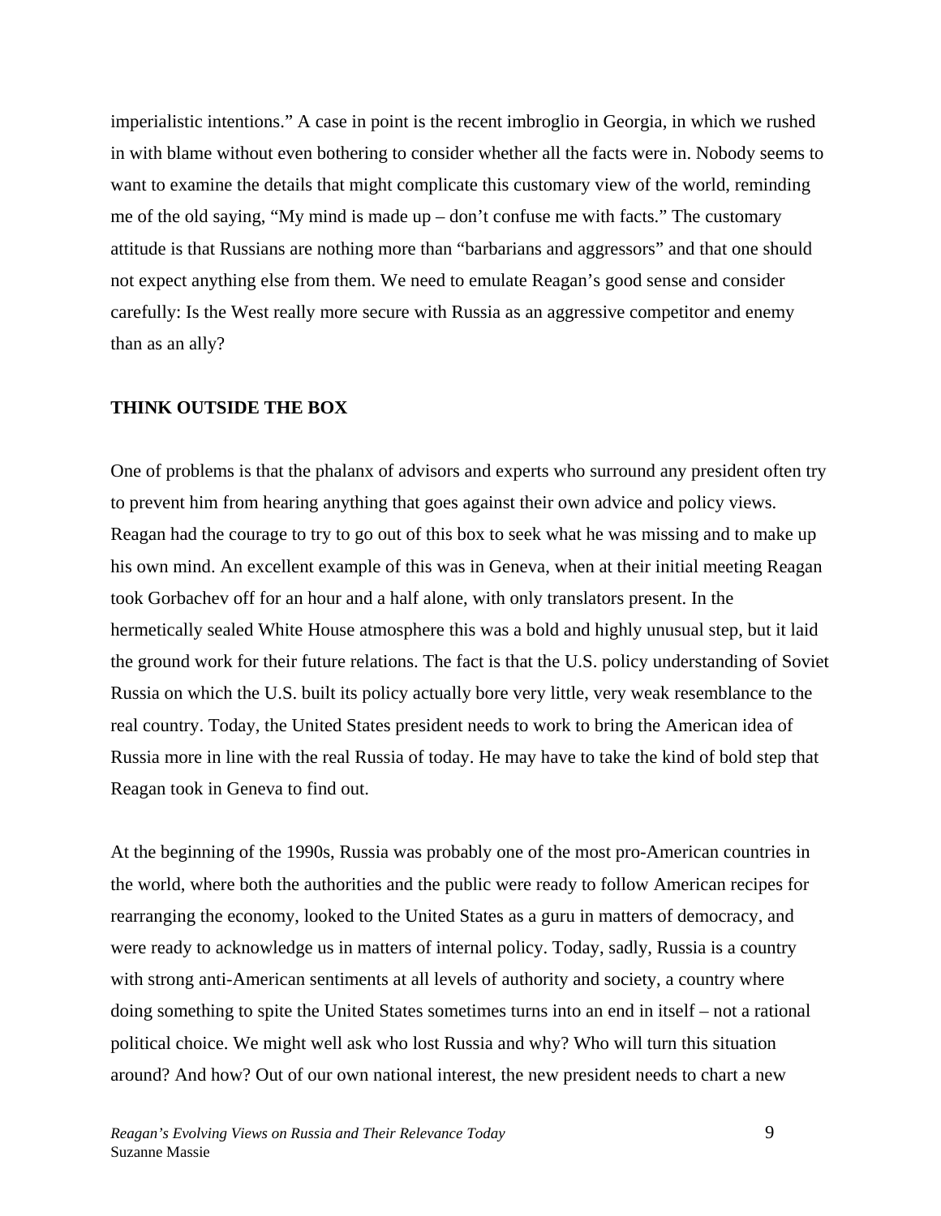imperialistic intentions." A case in point is the recent imbroglio in Georgia, in which we rushed in with blame without even bothering to consider whether all the facts were in. Nobody seems to want to examine the details that might complicate this customary view of the world, reminding me of the old saying, "My mind is made up – don't confuse me with facts." The customary attitude is that Russians are nothing more than "barbarians and aggressors" and that one should not expect anything else from them. We need to emulate Reagan's good sense and consider carefully: Is the West really more secure with Russia as an aggressive competitor and enemy than as an ally?

**THINK OUTSIDE THE BOX**

One of problems is that the phalanx of advisors and experts who surround any president often try to prevent him from hearing anything that goes against their own advice and policy views. Reagan had the courage to try to go out of this box to seek what he was missing and to make up his own mind. An excellent example of this was in Geneva, when at their initial meeting Reagan took Gorbachev off for an hour and a half alone, with only translators present. In the hermetically sealed White House atmosphere this was a bold and highly unusual step, but it laid the ground work for their future relations. The fact is that the U.S. policy understanding of Soviet Russia on which the U.S. built its policy actually bore very little, very weak resemblance to the real country. Today, the United States president needs to work to bring the American idea of Russia more in line with the real Russia of today. He may have to take the kind of bold step that Reagan took in Geneva to find out.

At the beginning of the 1990s, Russia was probably one of the most pro-American countries in the world, where both the authorities and the public were ready to follow American recipes for rearranging the economy, looked to the United States as a guru in matters of democracy, and were ready to acknowledge us in matters of internal policy. Today, sadly, Russia is a country with strong anti-American sentiments at all levels of authority and society, a country where doing something to spite the United States sometimes turns into an end in itself – not a rational political choice. We might well ask who lost Russia and why? Who will turn this situation around? And how? Out of our own national interest, the new president needs to chart a new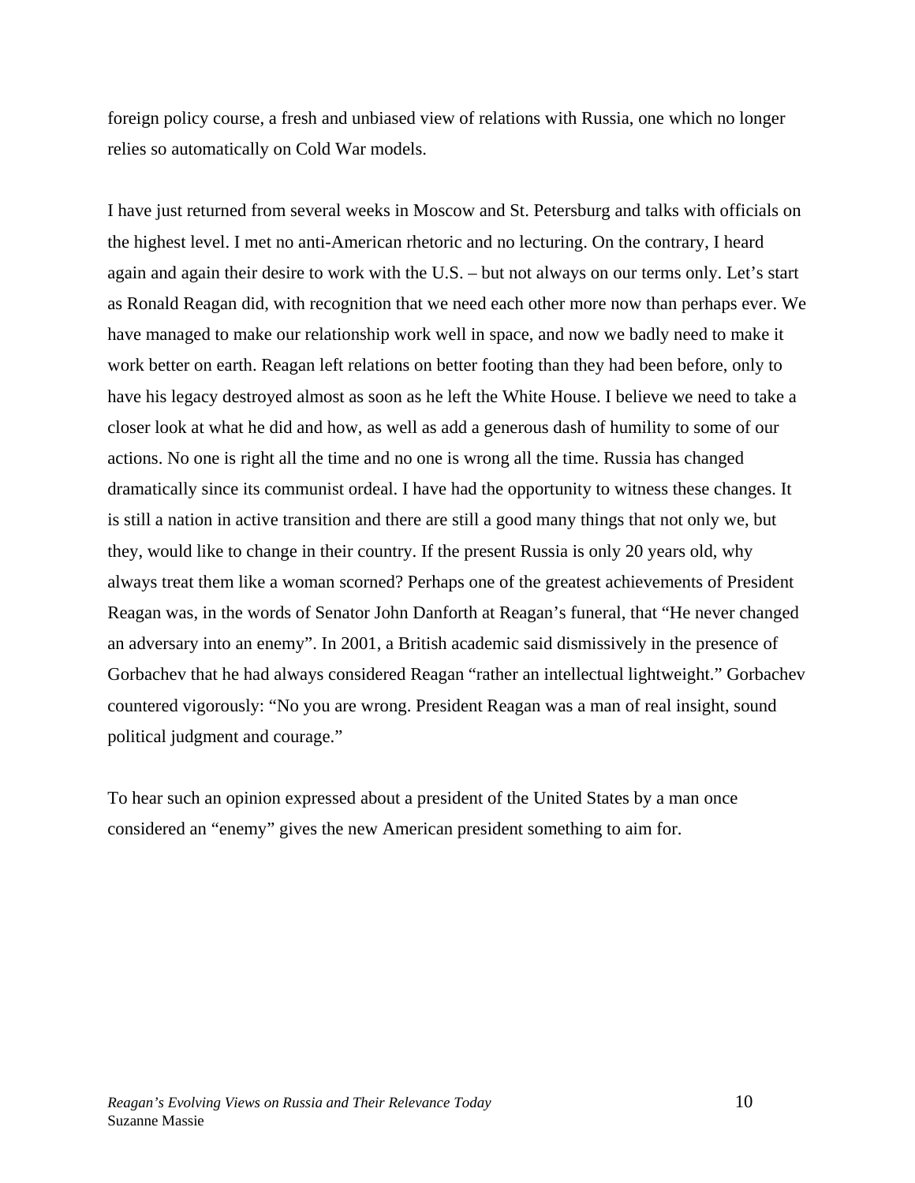foreign policy course, a fresh and unbiased view of relations with Russia, one which no longer relies so automatically on Cold War models.

I have just returned from several weeks in Moscow and St. Petersburg and talks with officials on the highest level. I met no anti-American rhetoric and no lecturing. On the contrary, I heard again and again their desire to work with the U.S. – but not always on our terms only. Let's start as Ronald Reagan did, with recognition that we need each other more now than perhaps ever. We have managed to make our relationship work well in space, and now we badly need to make it work better on earth. Reagan left relations on better footing than they had been before, only to have his legacy destroyed almost as soon as he left the White House. I believe we need to take a closer look at what he did and how, as well as add a generous dash of humility to some of our actions. No one is right all the time and no one is wrong all the time. Russia has changed dramatically since its communist ordeal. I have had the opportunity to witness these changes. It is still a nation in active transition and there are still a good many things that not only we, but they, would like to change in their country. If the present Russia is only 20 years old, why always treat them like a woman scorned? Perhaps one of the greatest achievements of President Reagan was, in the words of Senator John Danforth at Reagan's funeral, that "He never changed an adversary into an enemy". In 2001, a British academic said dismissively in the presence of Gorbachev that he had always considered Reagan "rather an intellectual lightweight." Gorbachev countered vigorously: "No you are wrong. President Reagan was a man of real insight, sound political judgment and courage."

To hear such an opinion expressed about a president of the United States by a man once considered an "enemy" gives the new American president something to aim for.